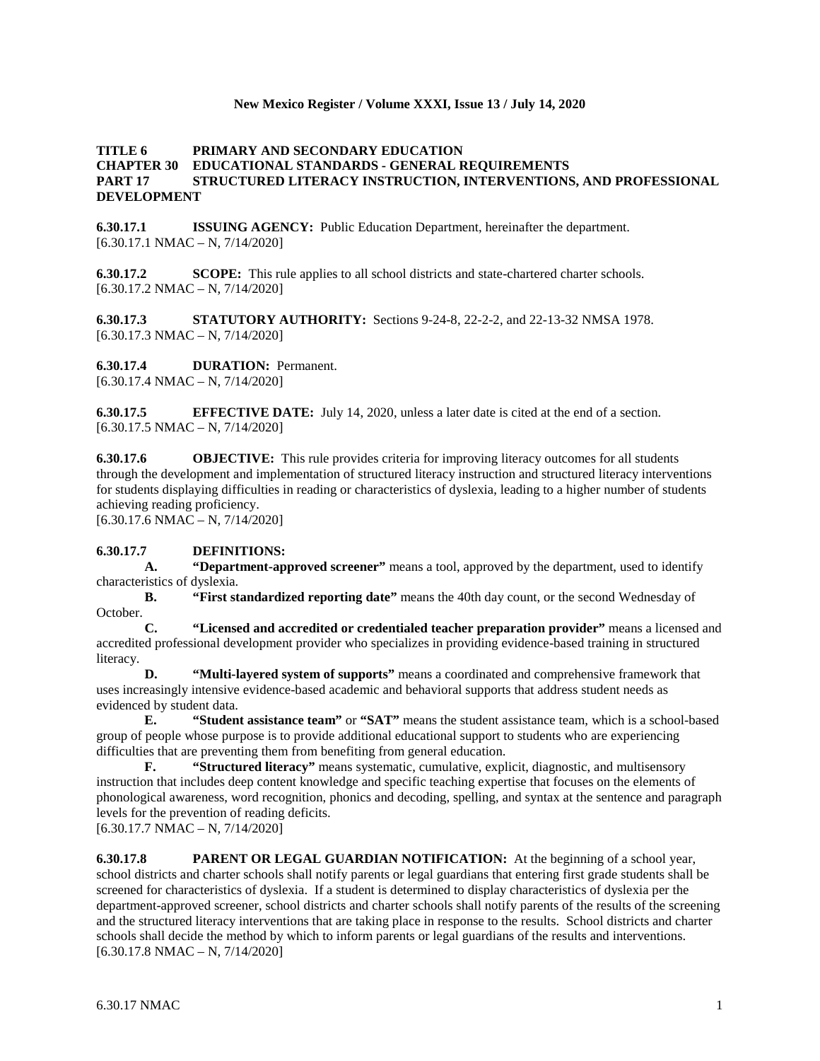**TITLE 6 PRIMARY AND SECONDARY EDUCATION**
**CHAPTER 30 EDUCATIONAL STANDARDS - GENERAL REQUIREMENTS**
**PART 17 STRUCTURED LITERACY INSTRUCTION, INTERVENTIONS, AND PROFESSIONAL DEVELOPMENT**

**6.30.17.1 ISSUING AGENCY:** Public Education Department, hereinafter the department.
[6.30.17.1 NMAC – N, 7/14/2020]

**6.30.17.2 SCOPE:** This rule applies to all school districts and state-chartered charter schools.
[6.30.17.2 NMAC – N, 7/14/2020]

**6.30.17.3 STATUTORY AUTHORITY:** Sections 9-24-8, 22-2-2, and 22-13-32 NMSA 1978.
[6.30.17.3 NMAC – N, 7/14/2020]

**6.30.17.4 DURATION:** Permanent.
[6.30.17.4 NMAC – N, 7/14/2020]

**6.30.17.5 EFFECTIVE DATE:** July 14, 2020, unless a later date is cited at the end of a section.
[6.30.17.5 NMAC – N, 7/14/2020]

**6.30.17.6 OBJECTIVE:** This rule provides criteria for improving literacy outcomes for all students through the development and implementation of structured literacy instruction and structured literacy interventions for students displaying difficulties in reading or characteristics of dyslexia, leading to a higher number of students achieving reading proficiency.
[6.30.17.6 NMAC – N, 7/14/2020]

**6.30.17.7 DEFINITIONS:**

**A. "Department-approved screener"** means a tool, approved by the department, used to identify characteristics of dyslexia.

**B. "First standardized reporting date"** means the 40th day count, or the second Wednesday of October.

**C. "Licensed and accredited or credentialed teacher preparation provider"** means a licensed and accredited professional development provider who specializes in providing evidence-based training in structured literacy.

**D. "Multi-layered system of supports"** means a coordinated and comprehensive framework that uses increasingly intensive evidence-based academic and behavioral supports that address student needs as evidenced by student data.

**E. "Student assistance team"** or **"SAT"** means the student assistance team, which is a school-based group of people whose purpose is to provide additional educational support to students who are experiencing difficulties that are preventing them from benefiting from general education.

**F. "Structured literacy"** means systematic, cumulative, explicit, diagnostic, and multisensory instruction that includes deep content knowledge and specific teaching expertise that focuses on the elements of phonological awareness, word recognition, phonics and decoding, spelling, and syntax at the sentence and paragraph levels for the prevention of reading deficits.
[6.30.17.7 NMAC – N, 7/14/2020]

**6.30.17.8 PARENT OR LEGAL GUARDIAN NOTIFICATION:** At the beginning of a school year, school districts and charter schools shall notify parents or legal guardians that entering first grade students shall be screened for characteristics of dyslexia. If a student is determined to display characteristics of dyslexia per the department-approved screener, school districts and charter schools shall notify parents of the results of the screening and the structured literacy interventions that are taking place in response to the results. School districts and charter schools shall decide the method by which to inform parents or legal guardians of the results and interventions.
[6.30.17.8 NMAC – N, 7/14/2020]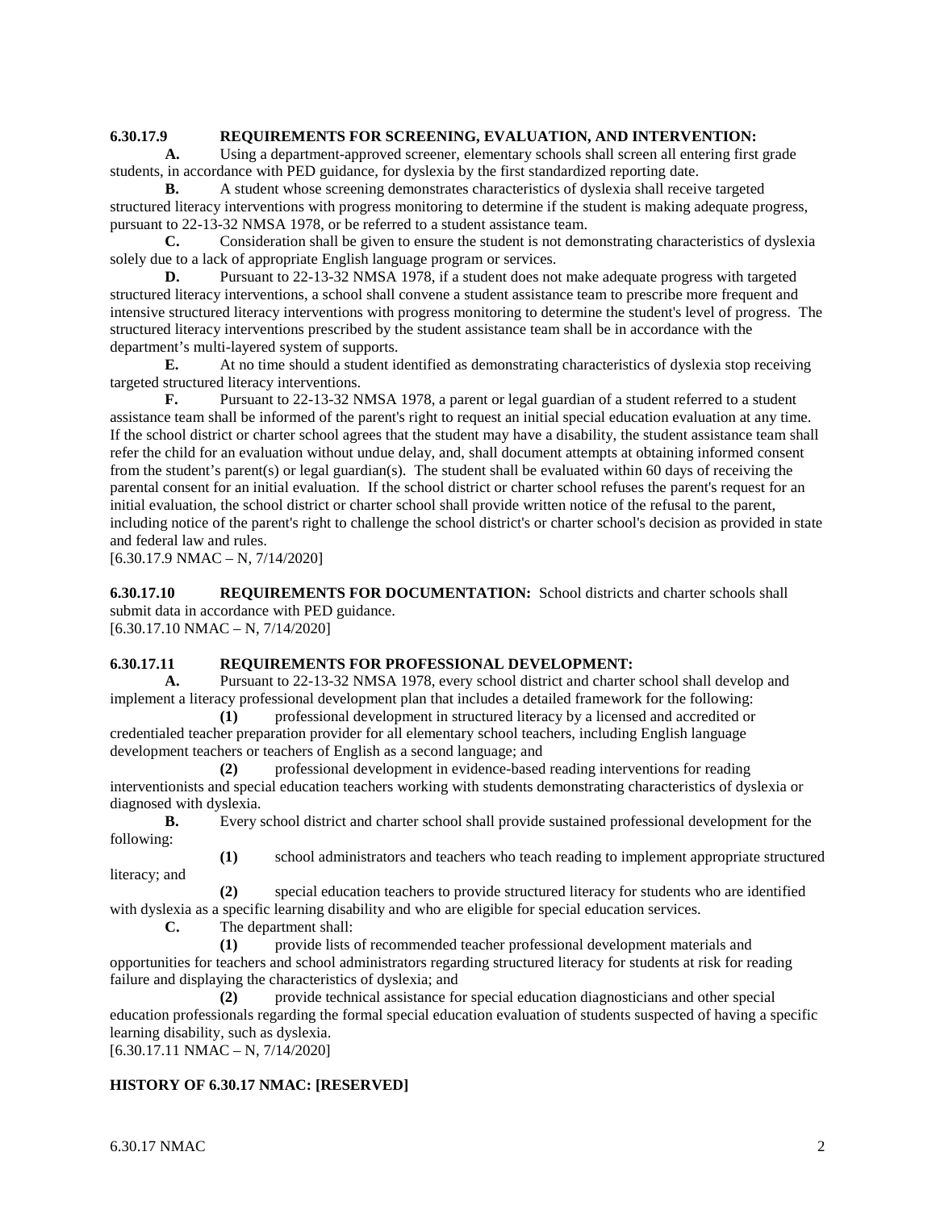**6.30.17.9 REQUIREMENTS FOR SCREENING, EVALUATION, AND INTERVENTION:**

**A.** Using a department-approved screener, elementary schools shall screen all entering first grade students, in accordance with PED guidance, for dyslexia by the first standardized reporting date.

**B.** A student whose screening demonstrates characteristics of dyslexia shall receive targeted structured literacy interventions with progress monitoring to determine if the student is making adequate progress, pursuant to 22-13-32 NMSA 1978, or be referred to a student assistance team.

**C.** Consideration shall be given to ensure the student is not demonstrating characteristics of dyslexia solely due to a lack of appropriate English language program or services.

**D.** Pursuant to 22-13-32 NMSA 1978, if a student does not make adequate progress with targeted structured literacy interventions, a school shall convene a student assistance team to prescribe more frequent and intensive structured literacy interventions with progress monitoring to determine the student's level of progress. The structured literacy interventions prescribed by the student assistance team shall be in accordance with the department's multi-layered system of supports.

**E.** At no time should a student identified as demonstrating characteristics of dyslexia stop receiving targeted structured literacy interventions.

**F.** Pursuant to 22-13-32 NMSA 1978, a parent or legal guardian of a student referred to a student assistance team shall be informed of the parent's right to request an initial special education evaluation at any time. If the school district or charter school agrees that the student may have a disability, the student assistance team shall refer the child for an evaluation without undue delay, and, shall document attempts at obtaining informed consent from the student's parent(s) or legal guardian(s). The student shall be evaluated within 60 days of receiving the parental consent for an initial evaluation. If the school district or charter school refuses the parent's request for an initial evaluation, the school district or charter school shall provide written notice of the refusal to the parent, including notice of the parent's right to challenge the school district's or charter school's decision as provided in state and federal law and rules.

[6.30.17.9 NMAC – N, 7/14/2020]

**6.30.17.10 REQUIREMENTS FOR DOCUMENTATION:** School districts and charter schools shall submit data in accordance with PED guidance.

[6.30.17.10 NMAC – N, 7/14/2020]

**6.30.17.11 REQUIREMENTS FOR PROFESSIONAL DEVELOPMENT:**

**A.** Pursuant to 22-13-32 NMSA 1978, every school district and charter school shall develop and implement a literacy professional development plan that includes a detailed framework for the following:

**(1)** professional development in structured literacy by a licensed and accredited or credentialed teacher preparation provider for all elementary school teachers, including English language development teachers or teachers of English as a second language; and

**(2)** professional development in evidence-based reading interventions for reading interventionists and special education teachers working with students demonstrating characteristics of dyslexia or diagnosed with dyslexia.

**B.** Every school district and charter school shall provide sustained professional development for the following:

**(1)** school administrators and teachers who teach reading to implement appropriate structured literacy; and

**(2)** special education teachers to provide structured literacy for students who are identified with dyslexia as a specific learning disability and who are eligible for special education services.

**C.** The department shall:

**(1)** provide lists of recommended teacher professional development materials and opportunities for teachers and school administrators regarding structured literacy for students at risk for reading failure and displaying the characteristics of dyslexia; and

**(2)** provide technical assistance for special education diagnosticians and other special education professionals regarding the formal special education evaluation of students suspected of having a specific learning disability, such as dyslexia.

[6.30.17.11 NMAC – N, 7/14/2020]

**HISTORY OF 6.30.17 NMAC: [RESERVED]**